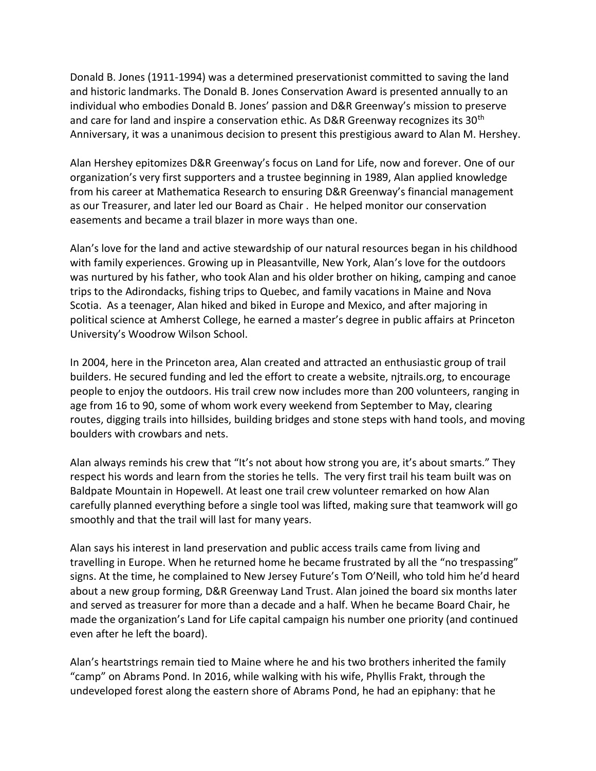Donald B. Jones (1911-1994) was a determined preservationist committed to saving the land and historic landmarks. The Donald B. Jones Conservation Award is presented annually to an individual who embodies Donald B. Jones' passion and D&R Greenway's mission to preserve and care for land and inspire a conservation ethic. As D&R Greenway recognizes its 30th Anniversary, it was a unanimous decision to present this prestigious award to Alan M. Hershey.

Alan Hershey epitomizes D&R Greenway's focus on Land for Life, now and forever. One of our organization's very first supporters and a trustee beginning in 1989, Alan applied knowledge from his career at Mathematica Research to ensuring D&R Greenway's financial management as our Treasurer, and later led our Board as Chair . He helped monitor our conservation easements and became a trail blazer in more ways than one.

Alan's love for the land and active stewardship of our natural resources began in his childhood with family experiences. Growing up in Pleasantville, New York, Alan's love for the outdoors was nurtured by his father, who took Alan and his older brother on hiking, camping and canoe trips to the Adirondacks, fishing trips to Quebec, and family vacations in Maine and Nova Scotia. As a teenager, Alan hiked and biked in Europe and Mexico, and after majoring in political science at Amherst College, he earned a master's degree in public affairs at Princeton University's Woodrow Wilson School.

In 2004, here in the Princeton area, Alan created and attracted an enthusiastic group of trail builders. He secured funding and led the effort to create a website, njtrails.org, to encourage people to enjoy the outdoors. His trail crew now includes more than 200 volunteers, ranging in age from 16 to 90, some of whom work every weekend from September to May, clearing routes, digging trails into hillsides, building bridges and stone steps with hand tools, and moving boulders with crowbars and nets.

Alan always reminds his crew that "It's not about how strong you are, it's about smarts." They respect his words and learn from the stories he tells. The very first trail his team built was on Baldpate Mountain in Hopewell. At least one trail crew volunteer remarked on how Alan carefully planned everything before a single tool was lifted, making sure that teamwork will go smoothly and that the trail will last for many years.

Alan says his interest in land preservation and public access trails came from living and travelling in Europe. When he returned home he became frustrated by all the "no trespassing" signs. At the time, he complained to New Jersey Future's Tom O'Neill, who told him he'd heard about a new group forming, D&R Greenway Land Trust. Alan joined the board six months later and served as treasurer for more than a decade and a half. When he became Board Chair, he made the organization's Land for Life capital campaign his number one priority (and continued even after he left the board).

Alan's heartstrings remain tied to Maine where he and his two brothers inherited the family "camp" on Abrams Pond. In 2016, while walking with his wife, Phyllis Frakt, through the undeveloped forest along the eastern shore of Abrams Pond, he had an epiphany: that he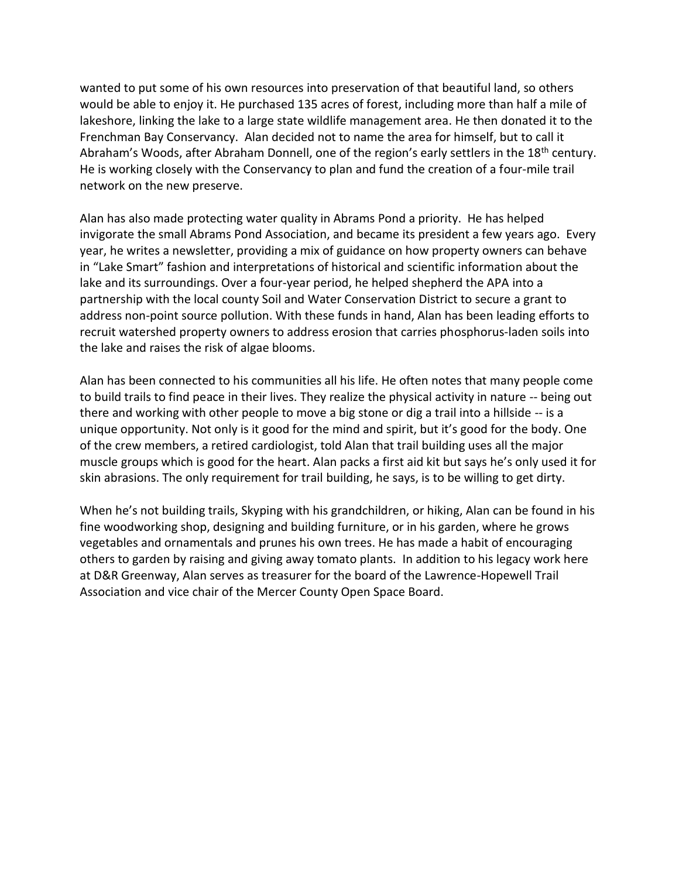wanted to put some of his own resources into preservation of that beautiful land, so others would be able to enjoy it. He purchased 135 acres of forest, including more than half a mile of lakeshore, linking the lake to a large state wildlife management area. He then donated it to the Frenchman Bay Conservancy. Alan decided not to name the area for himself, but to call it Abraham's Woods, after Abraham Donnell, one of the region's early settlers in the 18th century. He is working closely with the Conservancy to plan and fund the creation of a four-mile trail network on the new preserve.

Alan has also made protecting water quality in Abrams Pond a priority. He has helped invigorate the small Abrams Pond Association, and became its president a few years ago. Every year, he writes a newsletter, providing a mix of guidance on how property owners can behave in "Lake Smart" fashion and interpretations of historical and scientific information about the lake and its surroundings. Over a four-year period, he helped shepherd the APA into a partnership with the local county Soil and Water Conservation District to secure a grant to address non-point source pollution. With these funds in hand, Alan has been leading efforts to recruit watershed property owners to address erosion that carries phosphorus-laden soils into the lake and raises the risk of algae blooms.

Alan has been connected to his communities all his life. He often notes that many people come to build trails to find peace in their lives. They realize the physical activity in nature -- being out there and working with other people to move a big stone or dig a trail into a hillside -- is a unique opportunity. Not only is it good for the mind and spirit, but it's good for the body. One of the crew members, a retired cardiologist, told Alan that trail building uses all the major muscle groups which is good for the heart. Alan packs a first aid kit but says he's only used it for skin abrasions. The only requirement for trail building, he says, is to be willing to get dirty.

When he's not building trails, Skyping with his grandchildren, or hiking, Alan can be found in his fine woodworking shop, designing and building furniture, or in his garden, where he grows vegetables and ornamentals and prunes his own trees. He has made a habit of encouraging others to garden by raising and giving away tomato plants. In addition to his legacy work here at D&R Greenway, Alan serves as treasurer for the board of the Lawrence-Hopewell Trail Association and vice chair of the Mercer County Open Space Board.